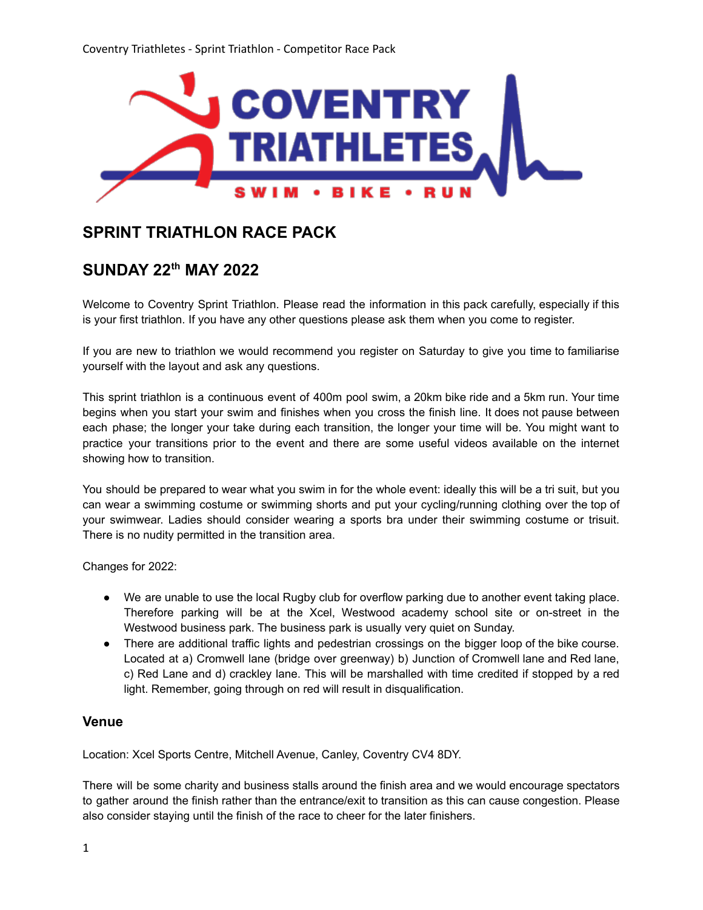# SPRINT TRIATHLON RACE PACK

## SUNDAY 22th MAY 2022

Welcome to Coventry Sprint Triathlon. Please read the information in this pack carefully, especially if this is your first triathlon. If you have any other questions please ask them when you come to register.

If you are new to triathlon we would recommend you register on Saturday to give you time to familiarise yourself with the layout and ask any questions.

This sprint triathlon is a continuous event of 400m pool swim, a 20km bike ride and a 5km run. Your time begins when you start your swim and finishes when you cross the finish line. It does not pause between each phase; the longer your take during each transition, the longer your time will be. You might want to practice your transitions prior to the event and there are some useful videos available on the internet showing how to transition.

You should be prepared to wear what you swim in for the whole event: ideally this will be a tri suit, but you can wear a swimming costume or swimming shorts and put your cycling/running clothing over the top of your swimwear. Ladies should consider wearing a sports bra under their swimming costume or trisuit. There is no nudity permitted in the transition area.

Changes for 2022:

- We are unable to use the local Rugby club for overflow parking due to another event taking place. Therefore parking will be at the Xcel, Westwood academy school site or on-street in the Westwood business park. The business park is usually very quiet on Sunday.
- There are additional traffic lights and pedestrian crossings on the bigger loop of the bike course. Located at a) Cromwell lane (bridge over greenway) b) Junction of Cromwell lane and Red lane, c) Red Lane and d) crackley lane. This will be marshalled with time credited if stopped by a red light. Remember, going through on red will result in disqualification.

### Venue

Location: Xcel Sports Centre, Mitchell Avenue, Canley, Coventry CV4 8DY.

There will be some charity and business stalls around the finish area and we would encourage spectators to gather around the finish rather than the entrance/exit to transition as this can cause congestion. Please also consider staying until the finish of the race to cheer for the later finishers.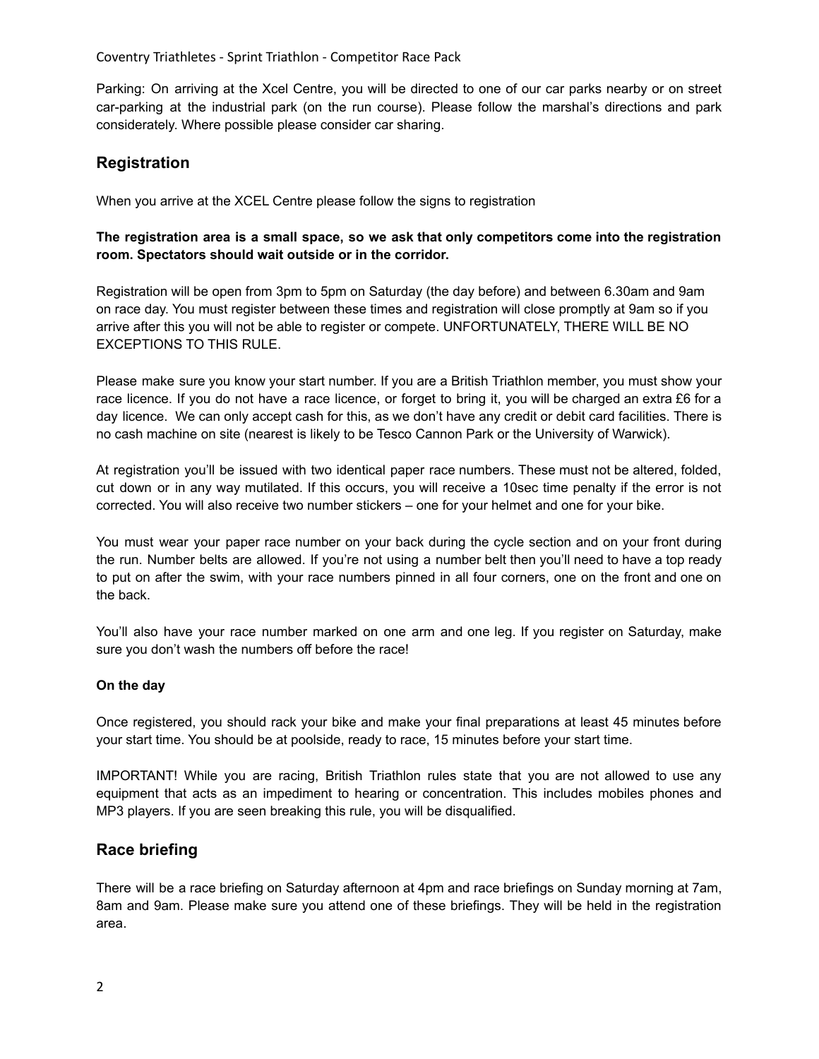Parking: On arriving at the Xcel Centre, you will be directed to one of our car parks nearby or on street car-parking at the industrial park (on the run course). Please follow the marshal's directions and park considerately. Where possible please consider car sharing.

## Registration

When you arrive at the XCEL Centre please follow the signs to registration

**The registration area is a small space, so we ask that only competitors come into the registration room. Spectators should wait outside or in the corridor.**

Registration will be open from 3pm to 5pm on Saturday (the day before) and between 6.30am and 9am on race day. You must register between these times and registration will close promptly at 9am so if you arrive after this you will not be able to register or compete. UNFORTUNATELY, THERE WILL BE NO EXCEPTIONS TO THIS RULE.

Please make sure you know your start number. If you are a British Triathlon member, you must show your race licence. If you do not have a race licence, or forget to bring it, you will be charged an extra £6 for a day licence. We can only accept cash for this, as we don't have any credit or debit card facilities. There is no cash machine on site (nearest is likely to be Tesco Cannon Park or the University of Warwick).

At registration you'll be issued with two identical paper race numbers. These must not be altered, folded, cut down or in any way mutilated. If this occurs, you will receive a 10sec time penalty if the error is not corrected. You will also receive two number stickers – one for your helmet and one for your bike.

You must wear your paper race number on your back during the cycle section and on your front during the run. Number belts are allowed. If you're not using a number belt then you'll need to have a top ready to put on after the swim, with your race numbers pinned in all four corners, one on the front and one on the back.

You'll also have your race number marked on one arm and one leg. If you register on Saturday, make sure you don't wash the numbers off before the race!

**On the day**

Once registered, you should rack your bike and make your final preparations at least 45 minutes before your start time. You should be at poolside, ready to race, 15 minutes before your start time.

IMPORTANT! While you are racing, British Triathlon rules state that you are not allowed to use any equipment that acts as an impediment to hearing or concentration. This includes mobiles phones and MP3 players. If you are seen breaking this rule, you will be disqualified.

## Race briefing

There will be a race briefing on Saturday afternoon at 4pm and race briefings on Sunday morning at 7am, 8am and 9am. Please make sure you attend one of these briefings. They will be held in the registration area.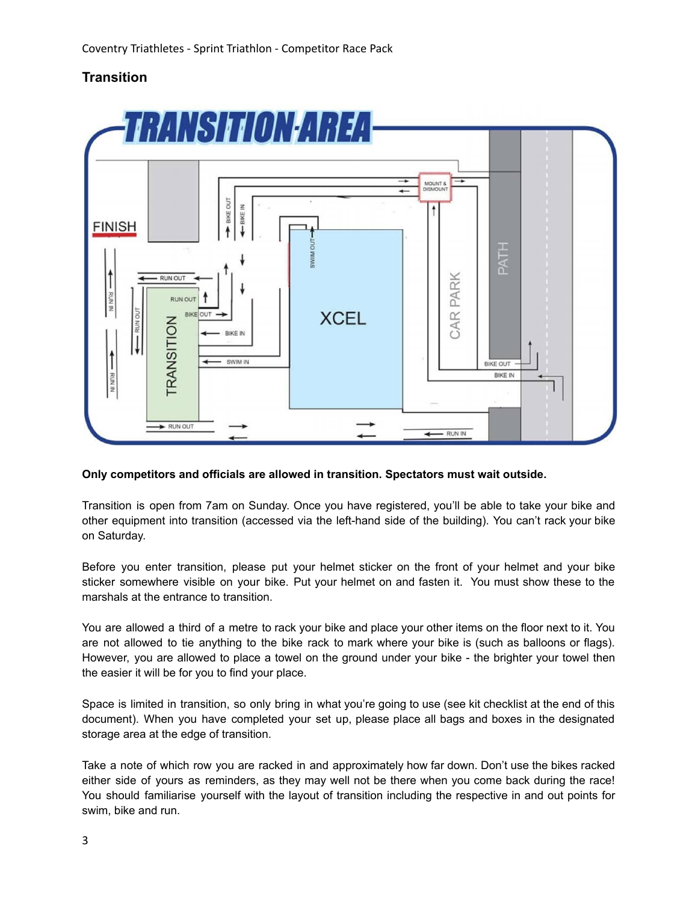## Transition

**Only competitors and officials are allowed in transition. Spectators must wait outside.**

Transition is open from 7am on Sunday. Once you have registered, you'll be able to take your bike and other equipment into transition (accessed via the left-hand side of the building). You can't rack your bike on Saturday.

Before you enter transition, please put your helmet sticker on the front of your helmet and your bike sticker somewhere visible on your bike. Put your helmet on and fasten it. You must show these to the marshals at the entrance to transition.

You are allowed a third of a metre to rack your bike and place your other items on the floor next to it. You are not allowed to tie anything to the bike rack to mark where your bike is (such as balloons or flags). However, you are allowed to place a towel on the ground under your bike - the brighter your towel then the easier it will be for you to find your place.

Space is limited in transition, so only bring in what you're going to use (see kit checklist at the end of this document). When you have completed your set up, please place all bags and boxes in the designated storage area at the edge of transition.

Take a note of which row you are racked in and approximately how far down. Don't use the bikes racked either side of yours as reminders, as they may well not be there when you come back during the race! You should familiarise yourself with the layout of transition including the respective in and out points for swim, bike and run.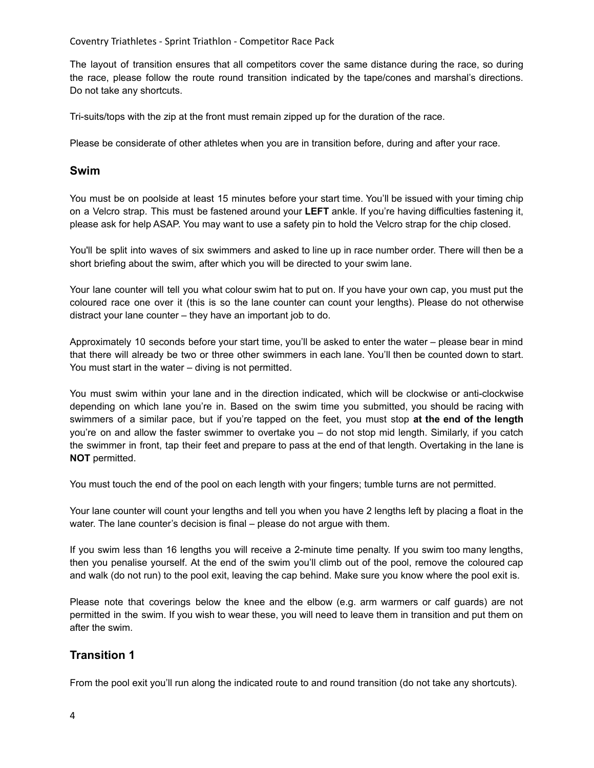The layout of transition ensures that all competitors cover the same distance during the race, so during the race, please follow the route round transition indicated by the tape/cones and marshal's directions. Do not take any shortcuts.

Tri-suits/tops with the zip at the front must remain zipped up for the duration of the race.

Please be considerate of other athletes when you are in transition before, during and after your race.

## Swim

You must be on poolside at least 15 minutes before your start time. You'll be issued with your timing chip on a Velcro strap. This must be fastened around your **LEFT** ankle. If you're having difficulties fastening it, please ask for help ASAP. You may want to use a safety pin to hold the Velcro strap for the chip closed.

You'll be split into waves of six swimmers and asked to line up in race number order. There will then be a short briefing about the swim, after which you will be directed to your swim lane.

Your lane counter will tell you what colour swim hat to put on. If you have your own cap, you must put the coloured race one over it (this is so the lane counter can count your lengths). Please do not otherwise distract your lane counter – they have an important job to do.

Approximately 10 seconds before your start time, you'll be asked to enter the water – please bear in mind that there will already be two or three other swimmers in each lane. You'll then be counted down to start. You must start in the water – diving is not permitted.

You must swim within your lane and in the direction indicated, which will be clockwise or anti-clockwise depending on which lane you're in. Based on the swim time you submitted, you should be racing with swimmers of a similar pace, but if you're tapped on the feet, you must stop **at the end of the length** you're on and allow the faster swimmer to overtake you – do not stop mid length. Similarly, if you catch the swimmer in front, tap their feet and prepare to pass at the end of that length. Overtaking in the lane is **NOT** permitted.

You must touch the end of the pool on each length with your fingers; tumble turns are not permitted.

Your lane counter will count your lengths and tell you when you have 2 lengths left by placing a float in the water. The lane counter's decision is final – please do not argue with them.

If you swim less than 16 lengths you will receive a 2-minute time penalty. If you swim too many lengths, then you penalise yourself. At the end of the swim you'll climb out of the pool, remove the coloured cap and walk (do not run) to the pool exit, leaving the cap behind. Make sure you know where the pool exit is.

Please note that coverings below the knee and the elbow (e.g. arm warmers or calf guards) are not permitted in the swim. If you wish to wear these, you will need to leave them in transition and put them on after the swim.

## Transition 1

From the pool exit you'll run along the indicated route to and round transition (do not take any shortcuts).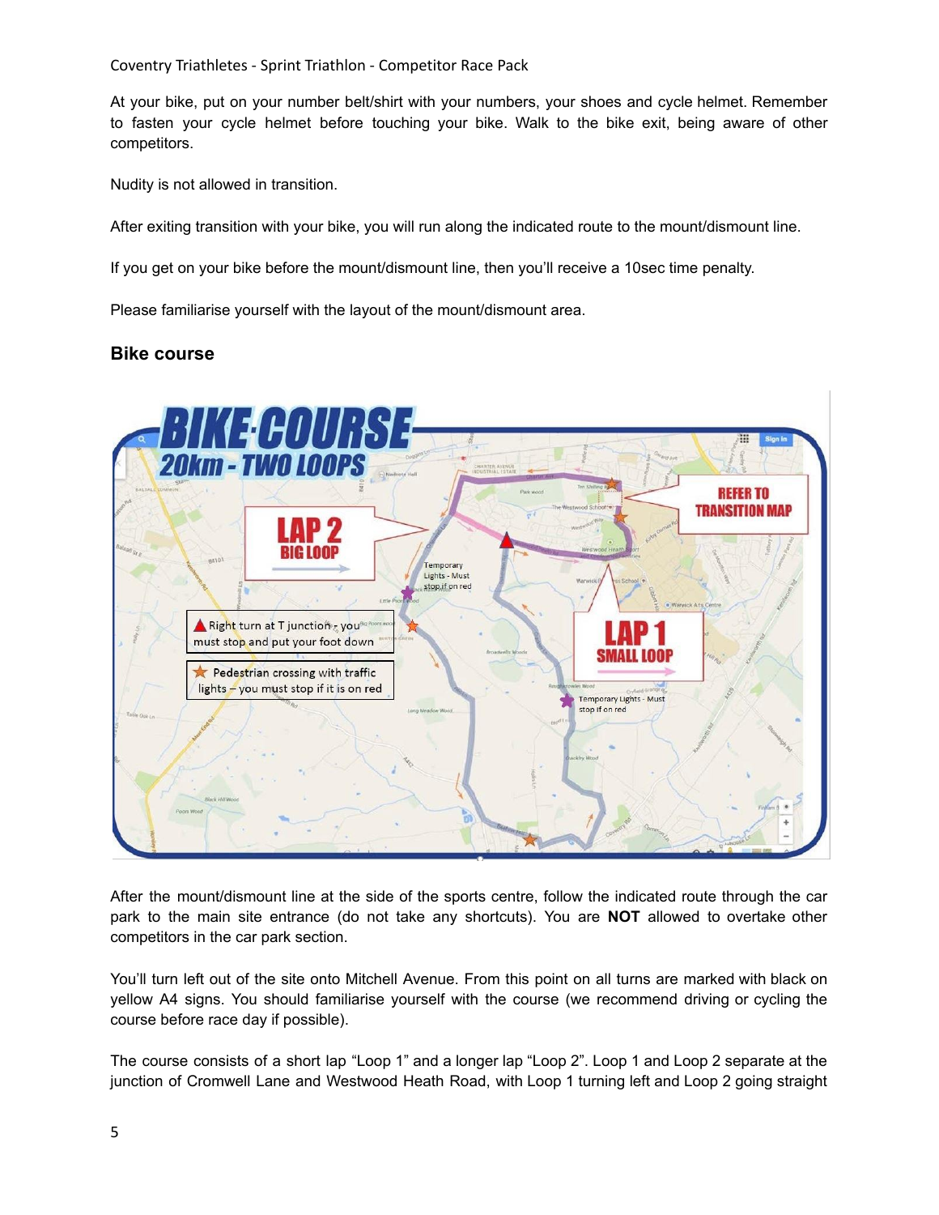At your bike, put on your number belt/shirt with your numbers, your shoes and cycle helmet. Remember to fasten your cycle helmet before touching your bike. Walk to the bike exit, being aware of other competitors.

Nudity is not allowed in transition.

After exiting transition with your bike, you will run along the indicated route to the mount/dismount line.

If you get on your bike before the mount/dismount line, then you'll receive a 10sec time penalty.

Please familiarise yourself with the layout of the mount/dismount area.

### Bike course

After the mount/dismount line at the side of the sports centre, follow the indicated route through the car park to the main site entrance (do not take any shortcuts). You are **NOT** allowed to overtake other competitors in the car park section.

You'll turn left out of the site onto Mitchell Avenue. From this point on all turns are marked with black on yellow A4 signs. You should familiarise yourself with the course (we recommend driving or cycling the course before race day if possible).

The course consists of a short lap "Loop 1" and a longer lap "Loop 2". Loop 1 and Loop 2 separate at the junction of Cromwell Lane and Westwood Heath Road, with Loop 1 turning left and Loop 2 going straight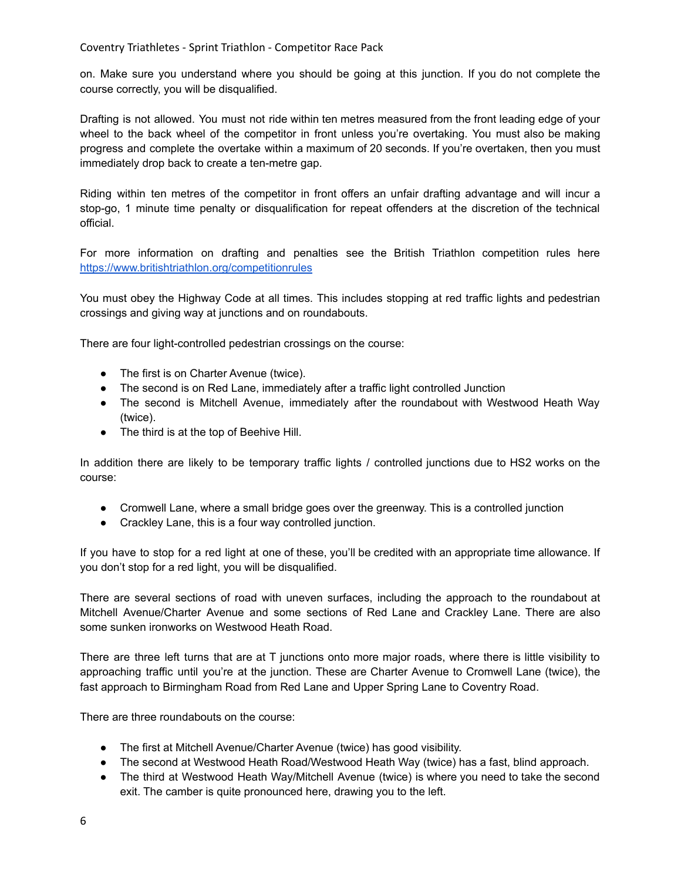on. Make sure you understand where you should be going at this junction. If you do not complete the course correctly, you will be disqualified.

Drafting is not allowed. You must not ride within ten metres measured from the front leading edge of your wheel to the back wheel of the competitor in front unless you're overtaking. You must also be making progress and complete the overtake within a maximum of 20 seconds. If you're overtaken, then you must immediately drop back to create a ten-metre gap.

Riding within ten metres of the competitor in front offers an unfair drafting advantage and will incur a stop-go, 1 minute time penalty or disqualification for repeat offenders at the discretion of the technical official.

For more information on drafting and penalties see the British Triathlon competition rules here https://www.britishtriathlon.org/competitionrules

You must obey the Highway Code at all times. This includes stopping at red traffic lights and pedestrian crossings and giving way at junctions and on roundabouts.

There are four light-controlled pedestrian crossings on the course:

- The first is on Charter Avenue (twice).
- The second is on Red Lane, immediately after a traffic light controlled Junction
- The second is Mitchell Avenue, immediately after the roundabout with Westwood Heath Way (twice).
- The third is at the top of Beehive Hill.

In addition there are likely to be temporary traffic lights / controlled junctions due to HS2 works on the course:

- Cromwell Lane, where a small bridge goes over the greenway. This is a controlled junction
- Crackley Lane, this is a four way controlled junction.

If you have to stop for a red light at one of these, you'll be credited with an appropriate time allowance. If you don't stop for a red light, you will be disqualified.

There are several sections of road with uneven surfaces, including the approach to the roundabout at Mitchell Avenue/Charter Avenue and some sections of Red Lane and Crackley Lane. There are also some sunken ironworks on Westwood Heath Road.

There are three left turns that are at T junctions onto more major roads, where there is little visibility to approaching traffic until you're at the junction. These are Charter Avenue to Cromwell Lane (twice), the fast approach to Birmingham Road from Red Lane and Upper Spring Lane to Coventry Road.

There are three roundabouts on the course:

- The first at Mitchell Avenue/Charter Avenue (twice) has good visibility.
- The second at Westwood Heath Road/Westwood Heath Way (twice) has a fast, blind approach.
- The third at Westwood Heath Way/Mitchell Avenue (twice) is where you need to take the second exit. The camber is quite pronounced here, drawing you to the left.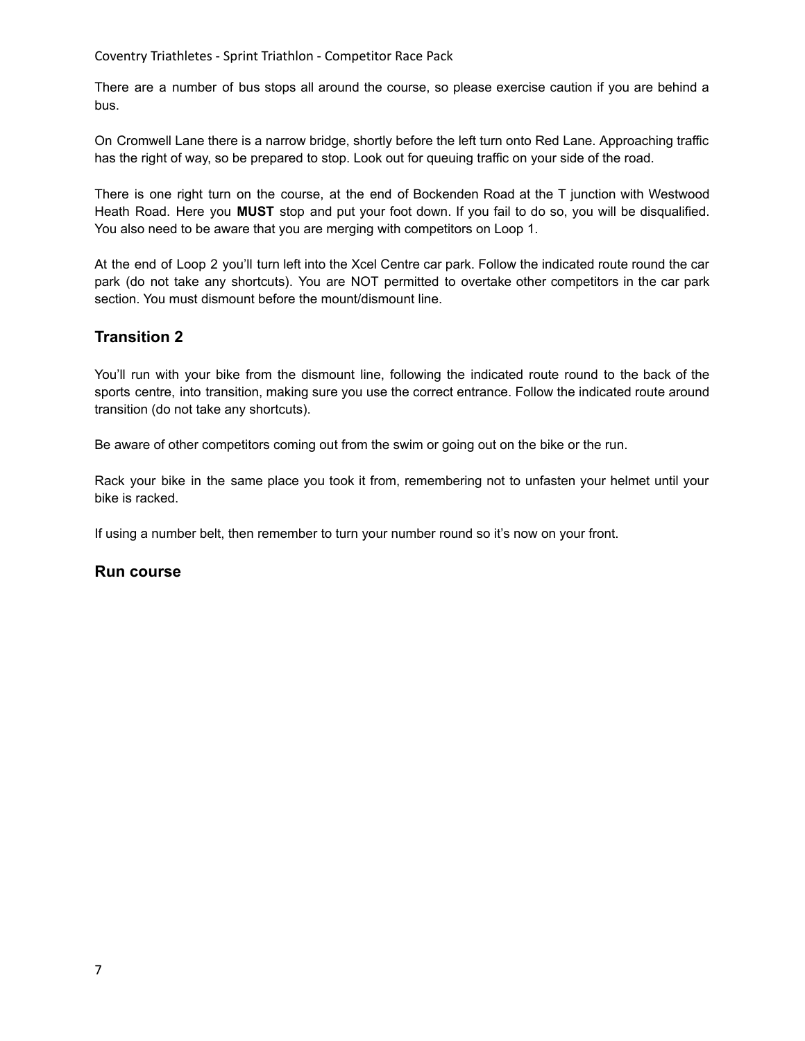There are a number of bus stops all around the course, so please exercise caution if you are behind a bus.

On Cromwell Lane there is a narrow bridge, shortly before the left turn onto Red Lane. Approaching traffic has the right of way, so be prepared to stop. Look out for queuing traffic on your side of the road.

There is one right turn on the course, at the end of Bockenden Road at the T junction with Westwood Heath Road. Here you **MUST** stop and put your foot down. If you fail to do so, you will be disqualified. You also need to be aware that you are merging with competitors on Loop 1.

At the end of Loop 2 you'll turn left into the Xcel Centre car park. Follow the indicated route round the car park (do not take any shortcuts). You are NOT permitted to overtake other competitors in the car park section. You must dismount before the mount/dismount line.

## Transition 2

You'll run with your bike from the dismount line, following the indicated route round to the back of the sports centre, into transition, making sure you use the correct entrance. Follow the indicated route around transition (do not take any shortcuts).

Be aware of other competitors coming out from the swim or going out on the bike or the run.

Rack your bike in the same place you took it from, remembering not to unfasten your helmet until your bike is racked.

If using a number belt, then remember to turn your number round so it's now on your front.

## Run course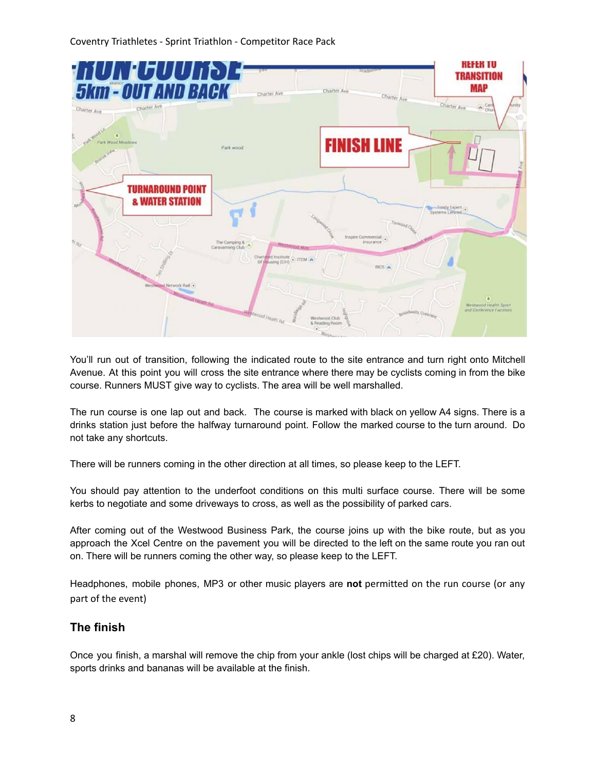You'll run out of transition, following the indicated route to the site entrance and turn right onto Mitchell Avenue. At this point you will cross the site entrance where there may be cyclists coming in from the bike course. Runners MUST give way to cyclists. The area will be well marshalled.

The run course is one lap out and back. The course is marked with black on yellow A4 signs. There is a drinks station just before the halfway turnaround point. Follow the marked course to the turn around. Do not take any shortcuts.

There will be runners coming in the other direction at all times, so please keep to the LEFT.

You should pay attention to the underfoot conditions on this multi surface course. There will be some kerbs to negotiate and some driveways to cross, as well as the possibility of parked cars.

After coming out of the Westwood Business Park, the course joins up with the bike route, but as you approach the Xcel Centre on the pavement you will be directed to the left on the same route you ran out on. There will be runners coming the other way, so please keep to the LEFT.

Headphones, mobile phones, MP3 or other music players are **not** permitted on the run course (or any part of the event)

### The finish

Once you finish, a marshal will remove the chip from your ankle (lost chips will be charged at £20). Water, sports drinks and bananas will be available at the finish.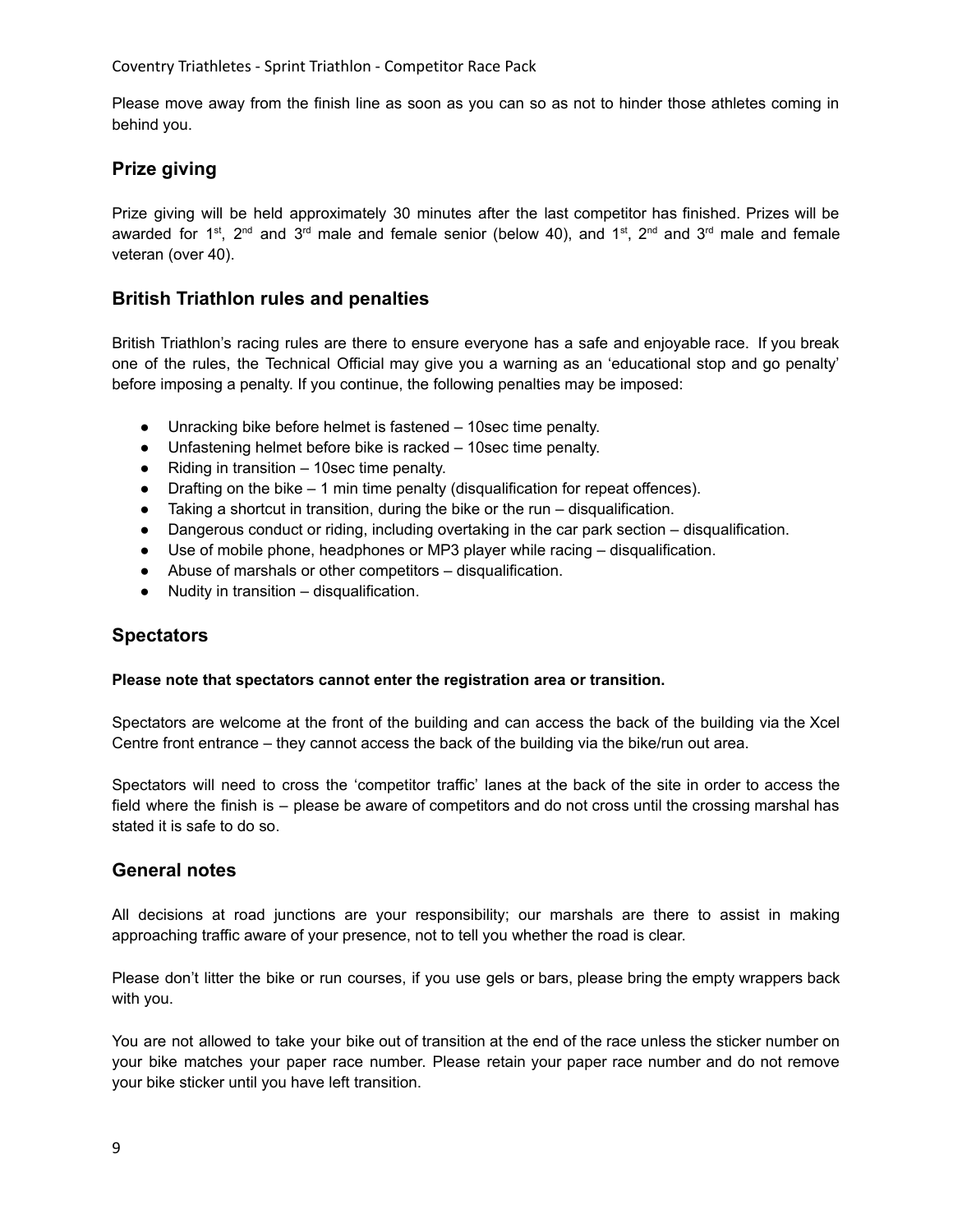Please move away from the finish line as soon as you can so as not to hinder those athletes coming in behind you.

## Prize giving

Prize giving will be held approximately 30 minutes after the last competitor has finished. Prizes will be awarded for 1st, 2nd and 3rd male and female senior (below 40), and 1st, 2nd and 3rd male and female veteran (over 40).

## British Triathlon rules and penalties

British Triathlon's racing rules are there to ensure everyone has a safe and enjoyable race. If you break one of the rules, the Technical Official may give you a warning as an 'educational stop and go penalty' before imposing a penalty. If you continue, the following penalties may be imposed:

- Unracking bike before helmet is fastened – 10sec time penalty.
- Unfastening helmet before bike is racked – 10sec time penalty.
- Riding in transition – 10sec time penalty.
- Drafting on the bike – 1 min time penalty (disqualification for repeat offences).
- Taking a shortcut in transition, during the bike or the run – disqualification.
- Dangerous conduct or riding, including overtaking in the car park section – disqualification.
- Use of mobile phone, headphones or MP3 player while racing – disqualification.
- Abuse of marshals or other competitors – disqualification.
- Nudity in transition – disqualification.

## Spectators

**Please note that spectators cannot enter the registration area or transition.**

Spectators are welcome at the front of the building and can access the back of the building via the Xcel Centre front entrance – they cannot access the back of the building via the bike/run out area.

Spectators will need to cross the 'competitor traffic' lanes at the back of the site in order to access the field where the finish is – please be aware of competitors and do not cross until the crossing marshal has stated it is safe to do so.

## General notes

All decisions at road junctions are your responsibility; our marshals are there to assist in making approaching traffic aware of your presence, not to tell you whether the road is clear.

Please don't litter the bike or run courses, if you use gels or bars, please bring the empty wrappers back with you.

You are not allowed to take your bike out of transition at the end of the race unless the sticker number on your bike matches your paper race number. Please retain your paper race number and do not remove your bike sticker until you have left transition.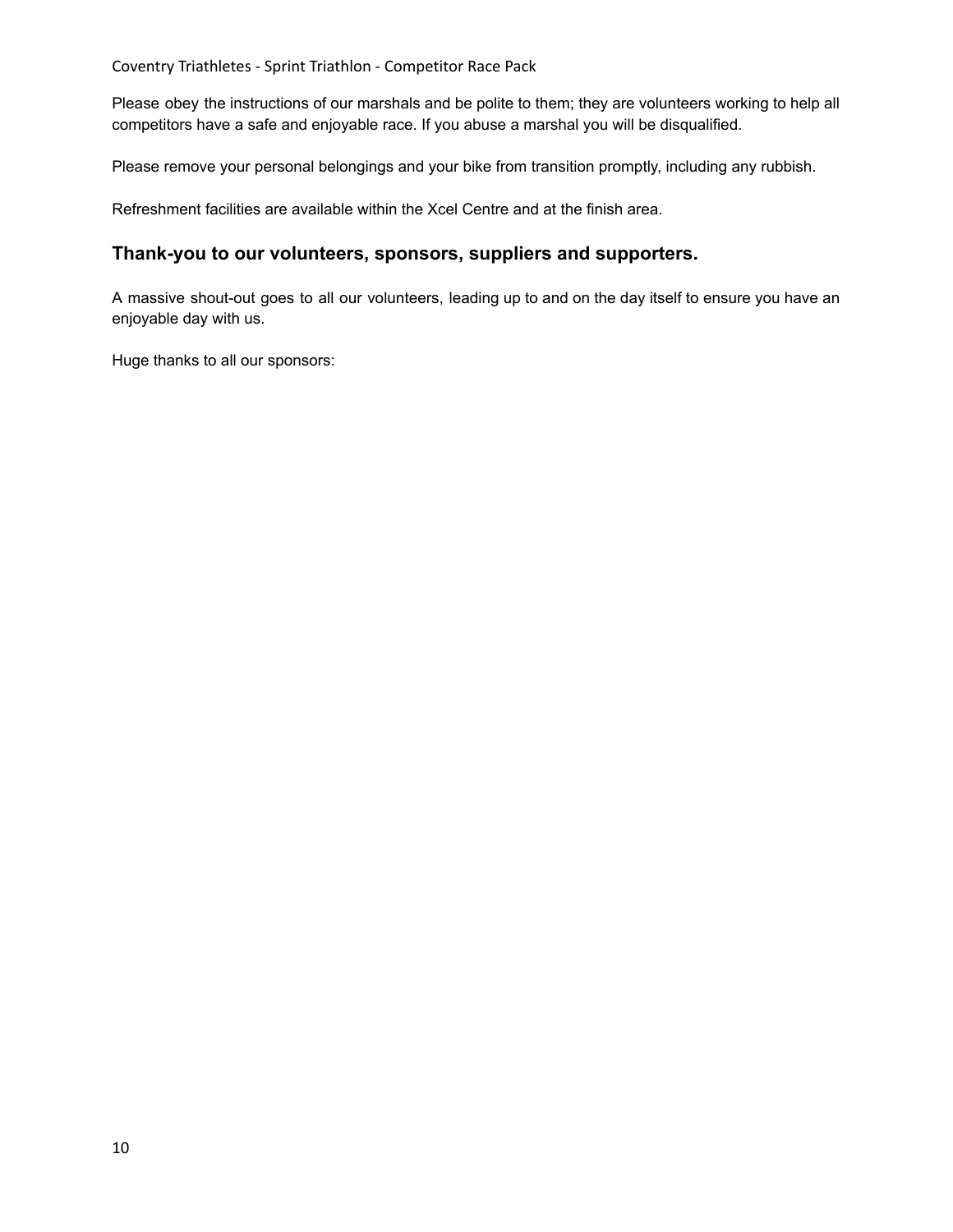Please obey the instructions of our marshals and be polite to them; they are volunteers working to help all competitors have a safe and enjoyable race. If you abuse a marshal you will be disqualified.

Please remove your personal belongings and your bike from transition promptly, including any rubbish.

Refreshment facilities are available within the Xcel Centre and at the finish area.

## Thank-you to our volunteers, sponsors, suppliers and supporters.

A massive shout-out goes to all our volunteers, leading up to and on the day itself to ensure you have an enjoyable day with us.

Huge thanks to all our sponsors: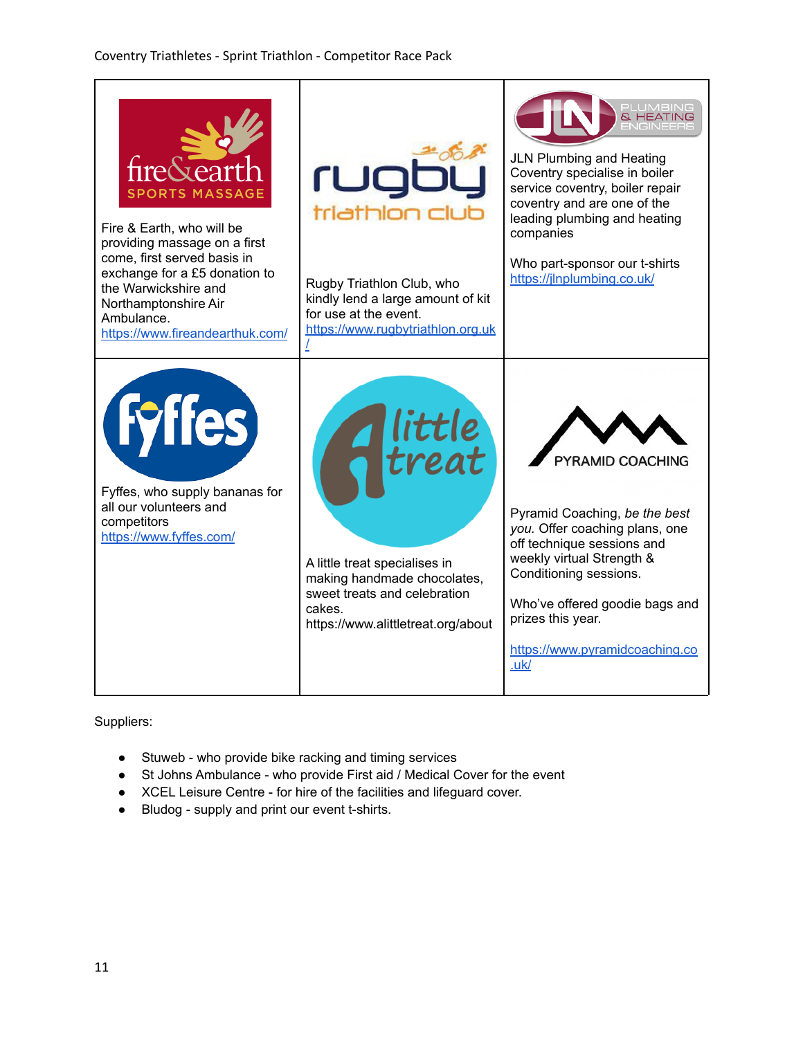| | | |
|---|---|---|
| Fire & Earth, who will be providing massage on a first come, first served basis in exchange for a £5 donation to the Warwickshire and Northamptonshire Air Ambulance. https://www.fireandearthuk.com/ | Rugby Triathlon Club, who kindly lend a large amount of kit for use at the event. https://www.rugbytriathlon.org.uk/ | JLN Plumbing and Heating Coventry specialise in boiler service coventry, boiler repair coventry and are one of the leading plumbing and heating companies<br><br>Who part-sponsor our t-shirts https://jlnplumbing.co.uk/ |
| Fyffes, who supply bananas for all our volunteers and competitors https://www.fyffes.com/ | A little treat specialises in making handmade chocolates, sweet treats and celebration cakes. https://www.alittletreat.org/about | Pyramid Coaching, *be the best you.* Offer coaching plans, one off technique sessions and weekly virtual Strength & Conditioning sessions.<br><br>Who've offered goodie bags and prizes this year.<br><br>https://www.pyramidcoaching.co.uk/ |

Suppliers:

- Stuweb - who provide bike racking and timing services
- St Johns Ambulance - who provide First aid / Medical Cover for the event
- XCEL Leisure Centre - for hire of the facilities and lifeguard cover.
- Bludog - supply and print our event t-shirts.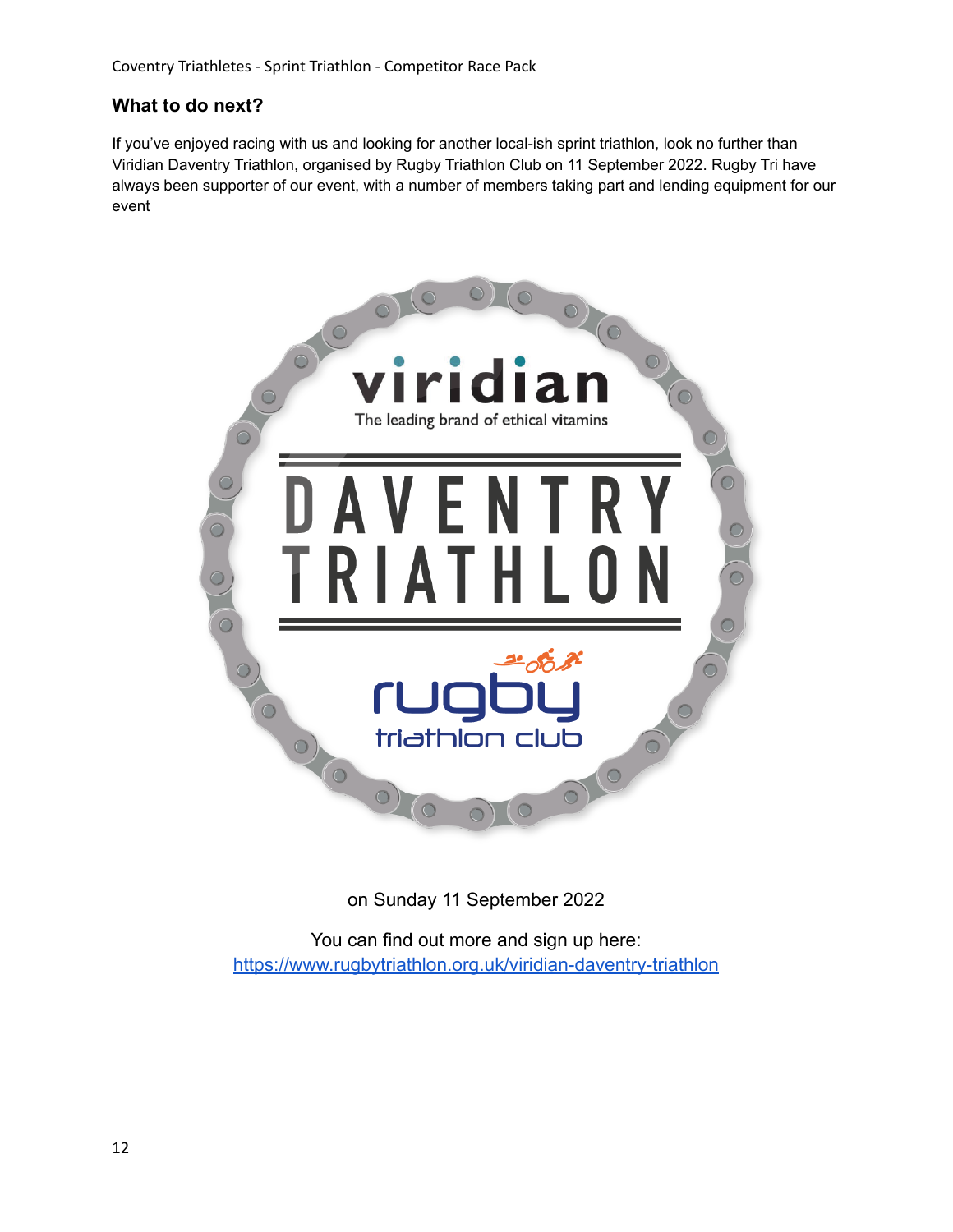## What to do next?

If you've enjoyed racing with us and looking for another local-ish sprint triathlon, look no further than Viridian Daventry Triathlon, organised by Rugby Triathlon Club on 11 September 2022. Rugby Tri have always been supporter of our event, with a number of members taking part and lending equipment for our event

on Sunday 11 September 2022

You can find out more and sign up here:
https://www.rugbytriathlon.org.uk/viridian-daventry-triathlon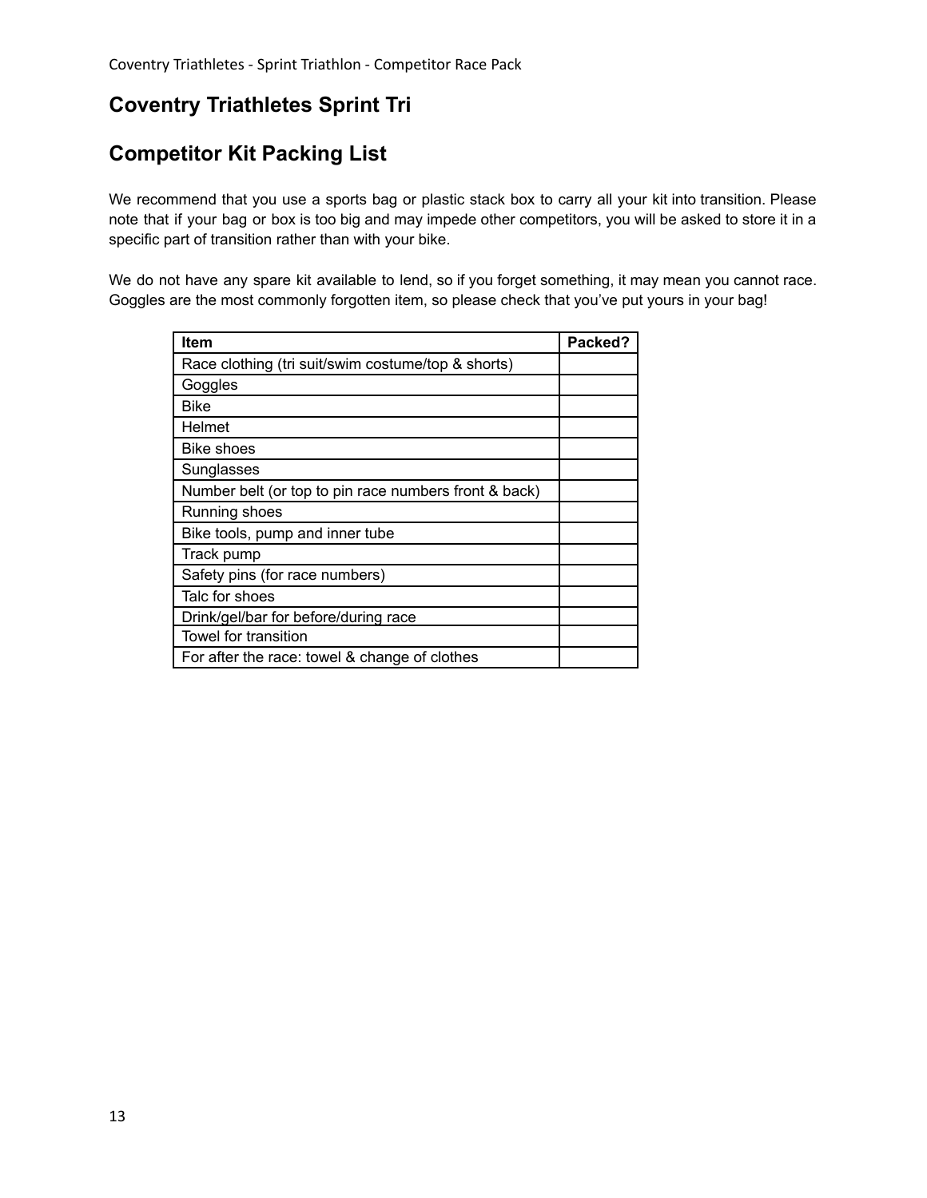# Coventry Triathletes Sprint Tri

## Competitor Kit Packing List

We recommend that you use a sports bag or plastic stack box to carry all your kit into transition. Please note that if your bag or box is too big and may impede other competitors, you will be asked to store it in a specific part of transition rather than with your bike.

We do not have any spare kit available to lend, so if you forget something, it may mean you cannot race. Goggles are the most commonly forgotten item, so please check that you've put yours in your bag!

| Item | Packed? |
|---|---|
| Race clothing (tri suit/swim costume/top & shorts) | |
| Goggles | |
| Bike | |
| Helmet | |
| Bike shoes | |
| Sunglasses | |
| Number belt (or top to pin race numbers front & back) | |
| Running shoes | |
| Bike tools, pump and inner tube | |
| Track pump | |
| Safety pins (for race numbers) | |
| Talc for shoes | |
| Drink/gel/bar for before/during race | |
| Towel for transition | |
| For after the race: towel & change of clothes | |